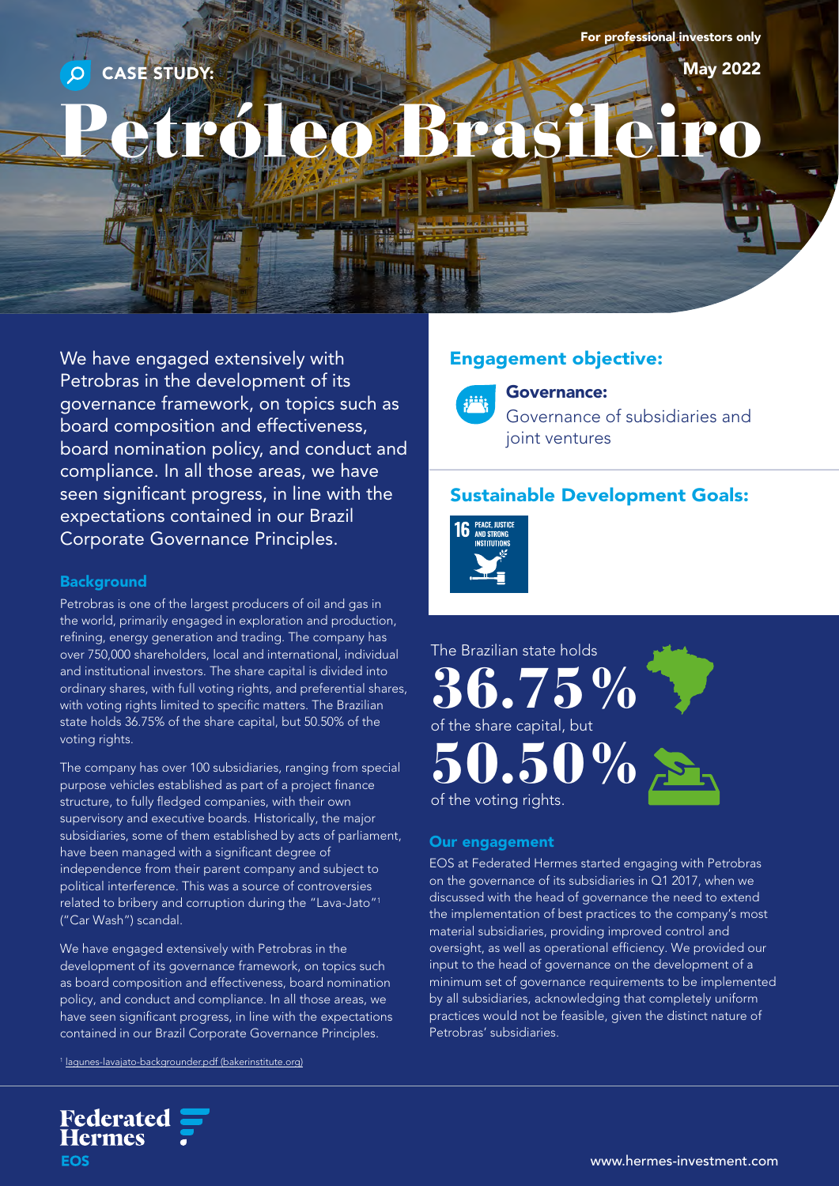For professional investors only

May 2022

# CASE STUDY: Petróleo Brasileiro

We have engaged extensively with Petrobras in the development of its governance framework, on topics such as board composition and effectiveness, board nomination policy, and conduct and compliance. In all those areas, we have seen significant progress, in line with the expectations contained in our Brazil Corporate Governance Principles.

## Background

Petrobras is one of the largest producers of oil and gas in the world, primarily engaged in exploration and production, refining, energy generation and trading. The company has over 750,000 shareholders, local and international, individual and institutional investors. The share capital is divided into ordinary shares, with full voting rights, and preferential shares, with voting rights limited to specific matters. The Brazilian state holds 36.75% of the share capital, but 50.50% of the voting rights.

The company has over 100 subsidiaries, ranging from special purpose vehicles established as part of a project finance structure, to fully fledged companies, with their own supervisory and executive boards. Historically, the major subsidiaries, some of them established by acts of parliament, have been managed with a significant degree of independence from their parent company and subject to political interference. This was a source of controversies related to bribery and corruption during the "Lava-Jato"[1] ("Car Wash") scandal.

We have engaged extensively with Petrobras in the development of its governance framework, on topics such as board composition and effectiveness, board nomination policy, and conduct and compliance. In all those areas, we have seen significant progress, in line with the expectations contained in our Brazil Corporate Governance Principles.

[1] lagunes-lavajato-backgrounder.pdf (bakerinstitute.org)

## Engagement objective:

**Governance:**
Governance of subsidiaries and joint ventures

## Sustainable Development Goals:

16 PEACE, JUSTICE AND STRONG INSTITUTIONS

The Brazilian state holds **36.75%** of the share capital, but **50.50%** of the voting rights.

## Our engagement

EOS at Federated Hermes started engaging with Petrobras on the governance of its subsidiaries in Q1 2017, when we discussed with the head of governance the need to extend the implementation of best practices to the company's most material subsidiaries, providing improved control and oversight, as well as operational efficiency. We provided our input to the head of governance on the development of a minimum set of governance requirements to be implemented by all subsidiaries, acknowledging that completely uniform practices would not be feasible, given the distinct nature of Petrobras' subsidiaries.

Federated Hermes EOS

www.hermes-investment.com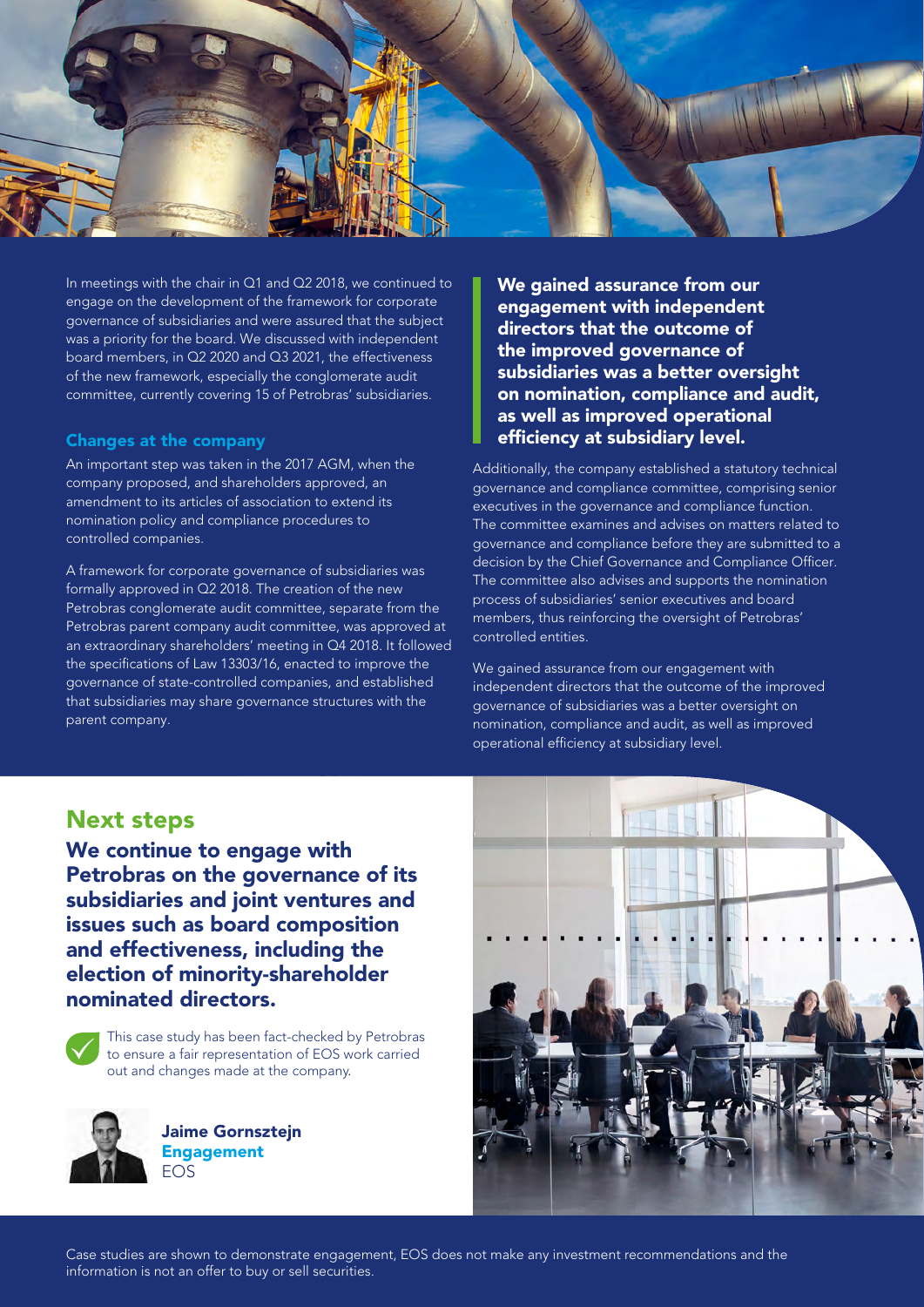In meetings with the chair in Q1 and Q2 2018, we continued to engage on the development of the framework for corporate governance of subsidiaries and were assured that the subject was a priority for the board. We discussed with independent board members, in Q2 2020 and Q3 2021, the effectiveness of the new framework, especially the conglomerate audit committee, currently covering 15 of Petrobras' subsidiaries.

### Changes at the company

An important step was taken in the 2017 AGM, when the company proposed, and shareholders approved, an amendment to its articles of association to extend its nomination policy and compliance procedures to controlled companies.

A framework for corporate governance of subsidiaries was formally approved in Q2 2018. The creation of the new Petrobras conglomerate audit committee, separate from the Petrobras parent company audit committee, was approved at an extraordinary shareholders' meeting in Q4 2018. It followed the specifications of Law 13303/16, enacted to improve the governance of state-controlled companies, and established that subsidiaries may share governance structures with the parent company.

**We gained assurance from our engagement with independent directors that the outcome of the improved governance of subsidiaries was a better oversight on nomination, compliance and audit, as well as improved operational efficiency at subsidiary level.**

Additionally, the company established a statutory technical governance and compliance committee, comprising senior executives in the governance and compliance function. The committee examines and advises on matters related to governance and compliance before they are submitted to a decision by the Chief Governance and Compliance Officer. The committee also advises and supports the nomination process of subsidiaries' senior executives and board members, thus reinforcing the oversight of Petrobras' controlled entities.

We gained assurance from our engagement with independent directors that the outcome of the improved governance of subsidiaries was a better oversight on nomination, compliance and audit, as well as improved operational efficiency at subsidiary level.

## Next steps

**We continue to engage with Petrobras on the governance of its subsidiaries and joint ventures and issues such as board composition and effectiveness, including the election of minority-shareholder nominated directors.**

This case study has been fact-checked by Petrobras to ensure a fair representation of EOS work carried out and changes made at the company.

**Jaime Gornsztejn**
**Engagement**
EOS

Case studies are shown to demonstrate engagement, EOS does not make any investment recommendations and the information is not an offer to buy or sell securities.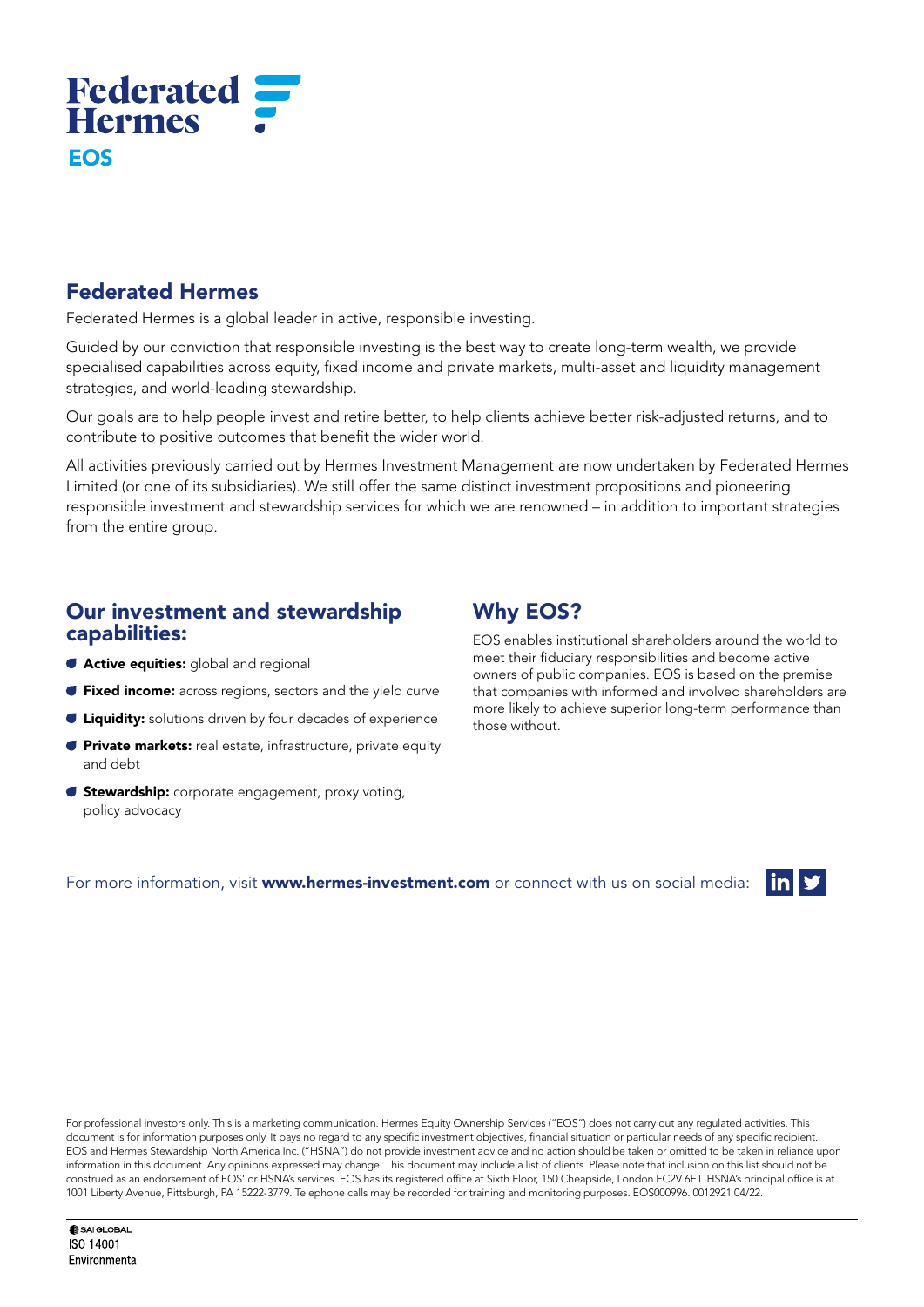Federated Hermes

EOS

## Federated Hermes

Federated Hermes is a global leader in active, responsible investing.

Guided by our conviction that responsible investing is the best way to create long-term wealth, we provide specialised capabilities across equity, fixed income and private markets, multi-asset and liquidity management strategies, and world-leading stewardship.

Our goals are to help people invest and retire better, to help clients achieve better risk-adjusted returns, and to contribute to positive outcomes that benefit the wider world.

All activities previously carried out by Hermes Investment Management are now undertaken by Federated Hermes Limited (or one of its subsidiaries). We still offer the same distinct investment propositions and pioneering responsible investment and stewardship services for which we are renowned – in addition to important strategies from the entire group.

## Our investment and stewardship capabilities:

- **Active equities:** global and regional
- **Fixed income:** across regions, sectors and the yield curve
- **Liquidity:** solutions driven by four decades of experience
- **Private markets:** real estate, infrastructure, private equity and debt
- **Stewardship:** corporate engagement, proxy voting, policy advocacy

## Why EOS?

EOS enables institutional shareholders around the world to meet their fiduciary responsibilities and become active owners of public companies. EOS is based on the premise that companies with informed and involved shareholders are more likely to achieve superior long-term performance than those without.

For more information, visit **www.hermes-investment.com** or connect with us on social media:

For professional investors only. This is a marketing communication. Hermes Equity Ownership Services ("EOS") does not carry out any regulated activities. This document is for information purposes only. It pays no regard to any specific investment objectives, financial situation or particular needs of any specific recipient. EOS and Hermes Stewardship North America Inc. ("HSNA") do not provide investment advice and no action should be taken or omitted to be taken in reliance upon information in this document. Any opinions expressed may change. This document may include a list of clients. Please note that inclusion on this list should not be construed as an endorsement of EOS' or HSNA's services. EOS has its registered office at Sixth Floor, 150 Cheapside, London EC2V 6ET. HSNA's principal office is at 1001 Liberty Avenue, Pittsburgh, PA 15222-3779. Telephone calls may be recorded for training and monitoring purposes. EOS000996. 0012921 04/22.

SAI GLOBAL
ISO 14001
Environmental